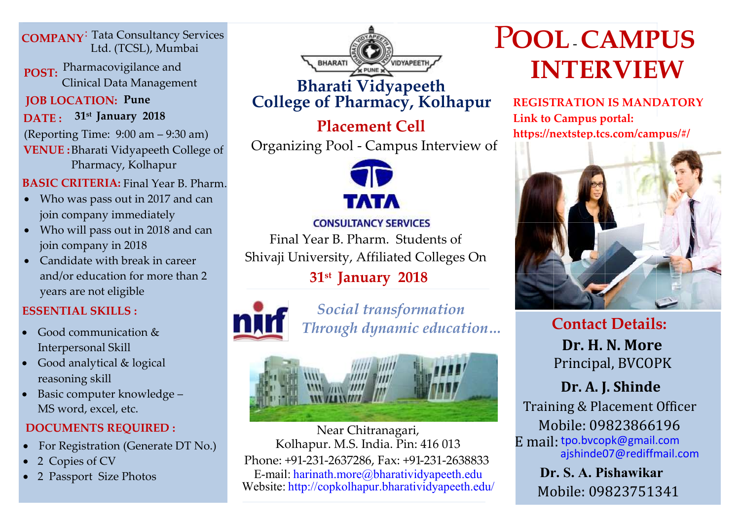**COMPANY:** Tata Consultancy Services Ltd. (TCSL), Mumbai

**POST:** Pharmacovigilance and Clinical Data Management

**JOB LOCATION:** **Pune**

**DATE :** **31st January 2018**

(Reporting Time: 9:00 am – 9:30 am)

**VENUE :** Bharati Vidyapeeth College of Pharmacy, Kolhapur

**BASIC CRITERIA:** Final Year B. Pharm.

- Who was pass out in 2017 and can join company immediately
- Who will pass out in 2018 and can join company in 2018
- Candidate with break in career and/or education for more than 2 years are not eligible

**ESSENTIAL SKILLS :**

- Good communication & Interpersonal Skill
- Good analytical & logical reasoning skill
- Basic computer knowledge – MS word, excel, etc.

**DOCUMENTS REQUIRED :**

- For Registration (Generate DT No.)
- 2 Copies of CV
- 2 Passport Size Photos

BHARATI VIDYAPEETH PUNE

# Bharati Vidyapeeth College of Pharmacy, Kolhapur

## Placement Cell

Organizing Pool - Campus Interview of

TATA CONSULTANCY SERVICES

Final Year B. Pharm. Students of Shivaji University, Affiliated Colleges On

**31st January 2018**

nirf

*Social transformation Through dynamic education…*

Near Chitranagari,
Kolhapur. M.S. India. Pin: 416 013
Phone: +91-231-2637286, Fax: +91-231-2638833
E-mail: harinath.more@bharatividyapeeth.edu
Website: http://copkolhapur.bharatividyapeeth.edu/

# POOL - CAMPUS INTERVIEW

**REGISTRATION IS MANDATORY**
**Link to Campus portal:**
**https://nextstep.tcs.com/campus/#/**

## Contact Details:

**Dr. H. N. More**
Principal, BVCOPK

**Dr. A. J. Shinde**
Training & Placement Officer
Mobile: 09823866196
E mail: tpo.bvcopk@gmail.com
ajshinde07@rediffmail.com

**Dr. S. A. Pishawikar**
Mobile: 09823751341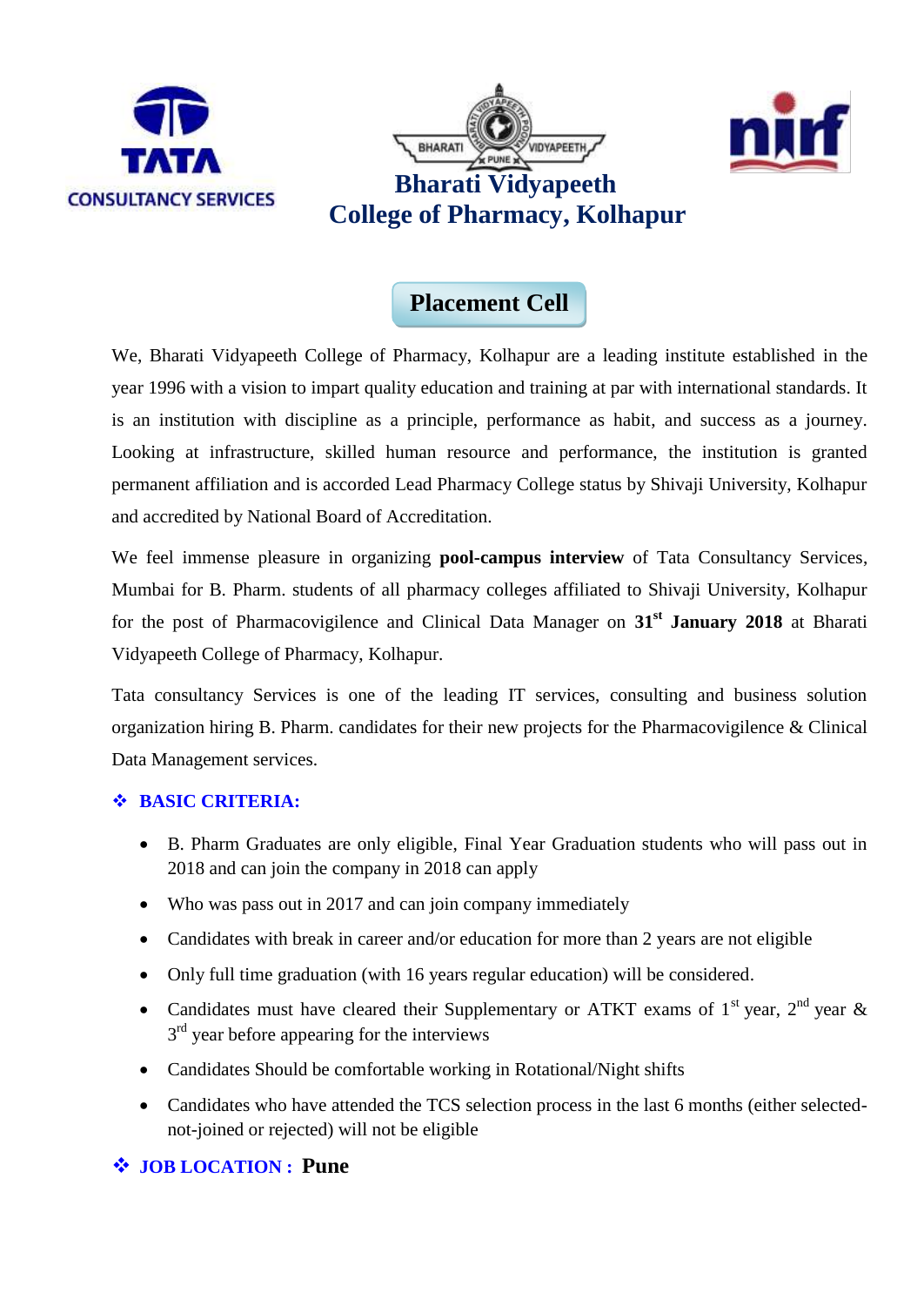# Bharati Vidyapeeth
# College of Pharmacy, Kolhapur

## Placement Cell

We, Bharati Vidyapeeth College of Pharmacy, Kolhapur are a leading institute established in the year 1996 with a vision to impart quality education and training at par with international standards. It is an institution with discipline as a principle, performance as habit, and success as a journey. Looking at infrastructure, skilled human resource and performance, the institution is granted permanent affiliation and is accorded Lead Pharmacy College status by Shivaji University, Kolhapur and accredited by National Board of Accreditation.

We feel immense pleasure in organizing **pool-campus interview** of Tata Consultancy Services, Mumbai for B. Pharm. students of all pharmacy colleges affiliated to Shivaji University, Kolhapur for the post of Pharmacovigilence and Clinical Data Manager on **31st January 2018** at Bharati Vidyapeeth College of Pharmacy, Kolhapur.

Tata consultancy Services is one of the leading IT services, consulting and business solution organization hiring B. Pharm. candidates for their new projects for the Pharmacovigilence & Clinical Data Management services.

### ❖ BASIC CRITERIA:

- B. Pharm Graduates are only eligible, Final Year Graduation students who will pass out in 2018 and can join the company in 2018 can apply
- Who was pass out in 2017 and can join company immediately
- Candidates with break in career and/or education for more than 2 years are not eligible
- Only full time graduation (with 16 years regular education) will be considered.
- Candidates must have cleared their Supplementary or ATKT exams of 1st year, 2nd year & 3rd year before appearing for the interviews
- Candidates Should be comfortable working in Rotational/Night shifts
- Candidates who have attended the TCS selection process in the last 6 months (either selected-not-joined or rejected) will not be eligible

### ❖ JOB LOCATION : Pune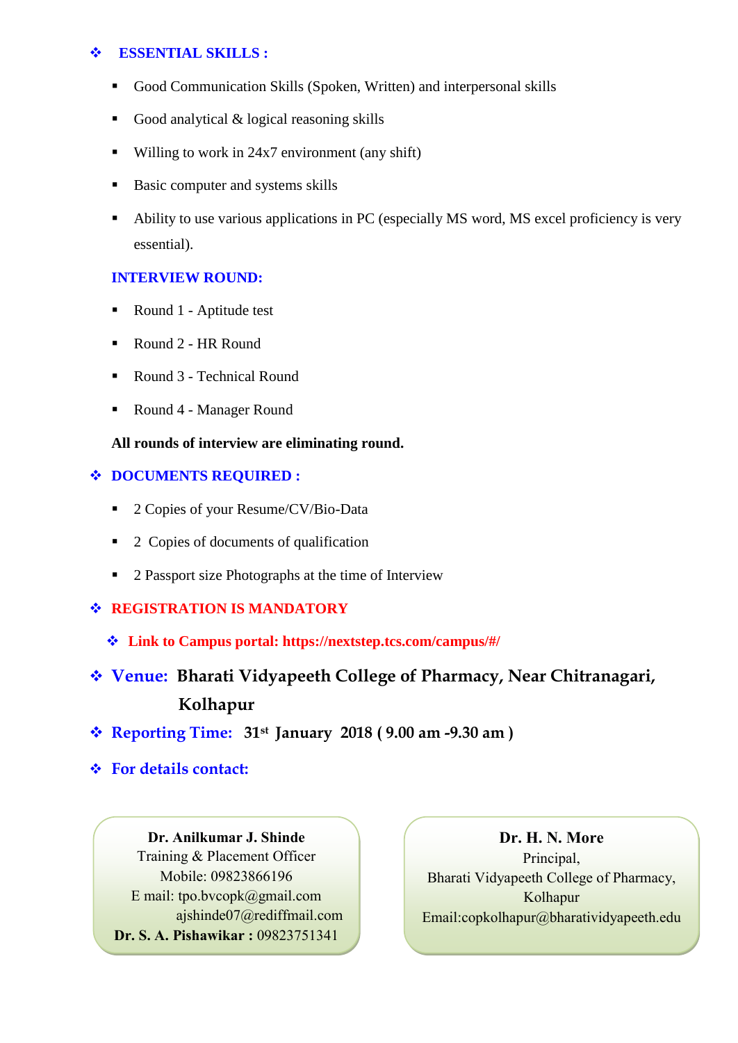## ❖ ESSENTIAL SKILLS :

- Good Communication Skills (Spoken, Written) and interpersonal skills
- Good analytical & logical reasoning skills
- Willing to work in 24x7 environment (any shift)
- Basic computer and systems skills
- Ability to use various applications in PC (especially MS word, MS excel proficiency is very essential).

## INTERVIEW ROUND:

- Round 1 - Aptitude test
- Round 2 - HR Round
- Round 3 - Technical Round
- Round 4 - Manager Round

**All rounds of interview are eliminating round.**

## ❖ DOCUMENTS REQUIRED :

- 2 Copies of your Resume/CV/Bio-Data
- 2 Copies of documents of qualification
- 2 Passport size Photographs at the time of Interview

## ❖ REGISTRATION IS MANDATORY

- ❖ **Link to Campus portal: https://nextstep.tcs.com/campus/#/**

❖ **Venue: Bharati Vidyapeeth College of Pharmacy, Near Chitranagari, Kolhapur**

❖ **Reporting Time: 31st January 2018 ( 9.00 am -9.30 am )**

❖ **For details contact:**

**Dr. Anilkumar J. Shinde**
Training & Placement Officer
Mobile: 09823866196
E mail: tpo.bvcopk@gmail.com
ajshinde07@rediffmail.com
**Dr. S. A. Pishawikar :** 09823751341

**Dr. H. N. More**
Principal,
Bharati Vidyapeeth College of Pharmacy,
Kolhapur
Email:copkolhapur@bharatividyapeeth.edu